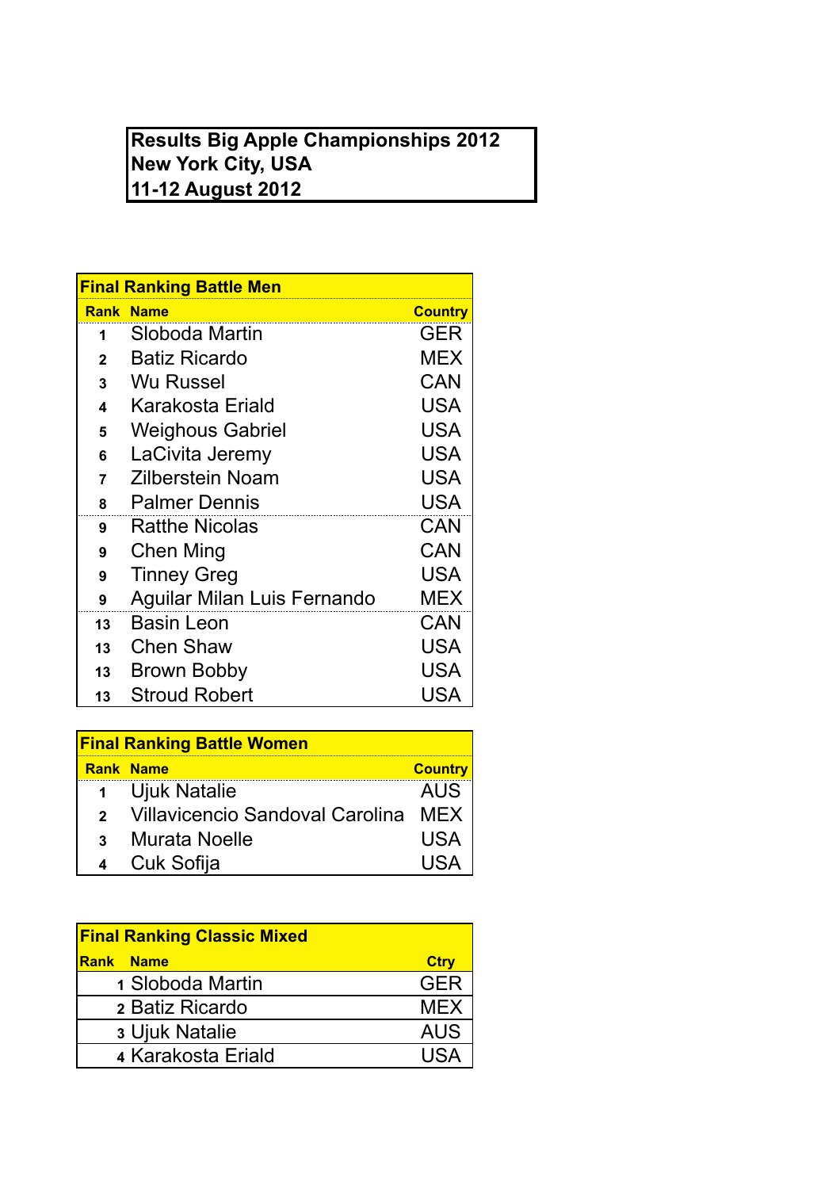**Results Big Apple Championships 2012**
**New York City, USA**
**11-12 August 2012**

**Final Ranking Battle Men**

| Rank | Name | Country |
|---|---|---|
| 1 | Sloboda Martin | GER |
| 2 | Batiz Ricardo | MEX |
| 3 | Wu Russel | CAN |
| 4 | Karakosta Eriald | USA |
| 5 | Weighous Gabriel | USA |
| 6 | LaCivita Jeremy | USA |
| 7 | Zilberstein Noam | USA |
| 8 | Palmer Dennis | USA |
| 9 | Ratthe Nicolas | CAN |
| 9 | Chen Ming | CAN |
| 9 | Tinney Greg | USA |
| 9 | Aguilar Milan Luis Fernando | MEX |
| 13 | Basin Leon | CAN |
| 13 | Chen Shaw | USA |
| 13 | Brown Bobby | USA |
| 13 | Stroud Robert | USA |

**Final Ranking Battle Women**

| Rank | Name | Country |
|---|---|---|
| 1 | Ujuk Natalie | AUS |
| 2 | Villavicencio Sandoval Carolina | MEX |
| 3 | Murata Noelle | USA |
| 4 | Cuk Sofija | USA |

**Final Ranking Classic Mixed**

| Rank | Name | Ctry |
|---|---|---|
| 1 | Sloboda Martin | GER |
| 2 | Batiz Ricardo | MEX |
| 3 | Ujuk Natalie | AUS |
| 4 | Karakosta Eriald | USA |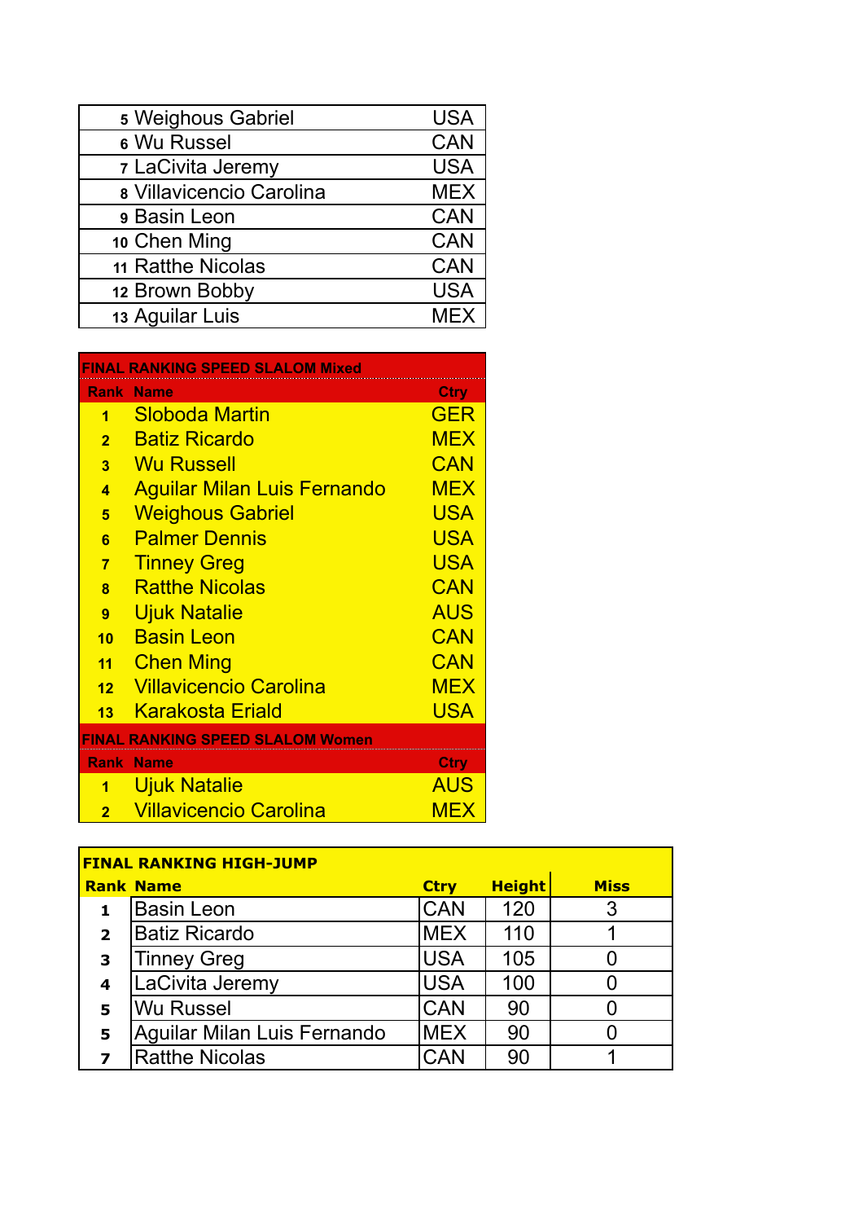| | | |
|---|---|---|
| 5 | Weighous Gabriel | USA |
| 6 | Wu Russel | CAN |
| 7 | LaCivita Jeremy | USA |
| 8 | Villavicencio Carolina | MEX |
| 9 | Basin Leon | CAN |
| 10 | Chen Ming | CAN |
| 11 | Ratthe Nicolas | CAN |
| 12 | Brown Bobby | USA |
| 13 | Aguilar Luis | MEX |

**FINAL RANKING SPEED SLALOM Mixed**

| Rank | Name | Ctry |
|---|---|---|
| 1 | Sloboda Martin | GER |
| 2 | Batiz Ricardo | MEX |
| 3 | Wu Russell | CAN |
| 4 | Aguilar Milan Luis Fernando | MEX |
| 5 | Weighous Gabriel | USA |
| 6 | Palmer Dennis | USA |
| 7 | Tinney Greg | USA |
| 8 | Ratthe Nicolas | CAN |
| 9 | Ujuk Natalie | AUS |
| 10 | Basin Leon | CAN |
| 11 | Chen Ming | CAN |
| 12 | Villavicencio Carolina | MEX |
| 13 | Karakosta Eriald | USA |

**FINAL RANKING SPEED SLALOM Women**

| Rank | Name | Ctry |
|---|---|---|
| 1 | Ujuk Natalie | AUS |
| 2 | Villavicencio Carolina | MEX |

**FINAL RANKING HIGH-JUMP**

| Rank | Name | Ctry | Height | Miss |
|---|---|---|---|---|
| 1 | Basin Leon | CAN | 120 | 3 |
| 2 | Batiz Ricardo | MEX | 110 | 1 |
| 3 | Tinney Greg | USA | 105 | 0 |
| 4 | LaCivita Jeremy | USA | 100 | 0 |
| 5 | Wu Russel | CAN | 90 | 0 |
| 5 | Aguilar Milan Luis Fernando | MEX | 90 | 0 |
| 7 | Ratthe Nicolas | CAN | 90 | 1 |